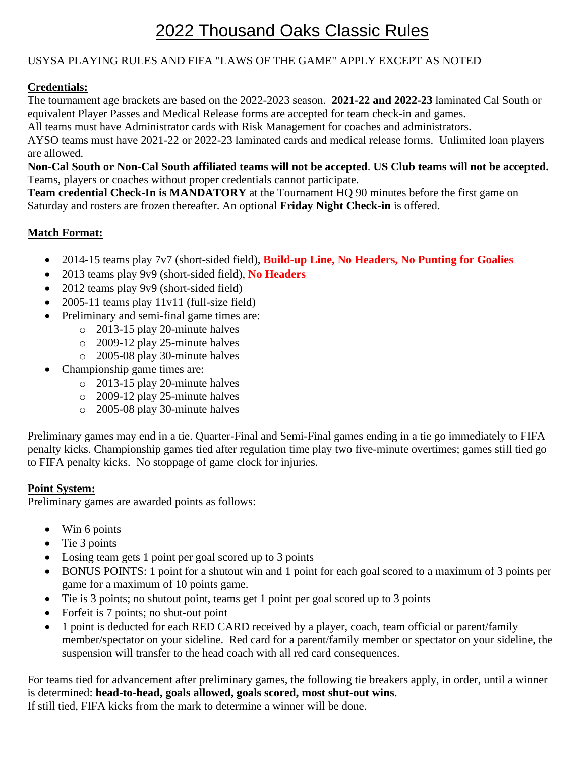# 2022 Thousand Oaks Classic Rules

USYSA PLAYING RULES AND FIFA "LAWS OF THE GAME" APPLY EXCEPT AS NOTED

## Credentials:

The tournament age brackets are based on the 2022-2023 season. **2021-22 and 2022-23** laminated Cal South or equivalent Player Passes and Medical Release forms are accepted for team check-in and games.
All teams must have Administrator cards with Risk Management for coaches and administrators.
AYSO teams must have 2021-22 or 2022-23 laminated cards and medical release forms. Unlimited loan players are allowed.
**Non-Cal South or Non-Cal South affiliated teams will not be accepted**. **US Club teams will not be accepted.** Teams, players or coaches without proper credentials cannot participate.
**Team credential Check-In is MANDATORY** at the Tournament HQ 90 minutes before the first game on Saturday and rosters are frozen thereafter. An optional **Friday Night Check-in** is offered.

## Match Format:

- 2014-15 teams play 7v7 (short-sided field), **Build-up Line, No Headers, No Punting for Goalies**
- 2013 teams play 9v9 (short-sided field), **No Headers**
- 2012 teams play 9v9 (short-sided field)
- 2005-11 teams play 11v11 (full-size field)
- Preliminary and semi-final game times are:
  - 2013-15 play 20-minute halves
  - 2009-12 play 25-minute halves
  - 2005-08 play 30-minute halves
- Championship game times are:
  - 2013-15 play 20-minute halves
  - 2009-12 play 25-minute halves
  - 2005-08 play 30-minute halves

Preliminary games may end in a tie. Quarter-Final and Semi-Final games ending in a tie go immediately to FIFA penalty kicks. Championship games tied after regulation time play two five-minute overtimes; games still tied go to FIFA penalty kicks. No stoppage of game clock for injuries.

## Point System:

Preliminary games are awarded points as follows:

- Win 6 points
- Tie 3 points
- Losing team gets 1 point per goal scored up to 3 points
- BONUS POINTS: 1 point for a shutout win and 1 point for each goal scored to a maximum of 3 points per game for a maximum of 10 points game.
- Tie is 3 points; no shutout point, teams get 1 point per goal scored up to 3 points
- Forfeit is 7 points; no shut-out point
- 1 point is deducted for each RED CARD received by a player, coach, team official or parent/family member/spectator on your sideline. Red card for a parent/family member or spectator on your sideline, the suspension will transfer to the head coach with all red card consequences.

For teams tied for advancement after preliminary games, the following tie breakers apply, in order, until a winner is determined: **head-to-head, goals allowed, goals scored, most shut-out wins**.
If still tied, FIFA kicks from the mark to determine a winner will be done.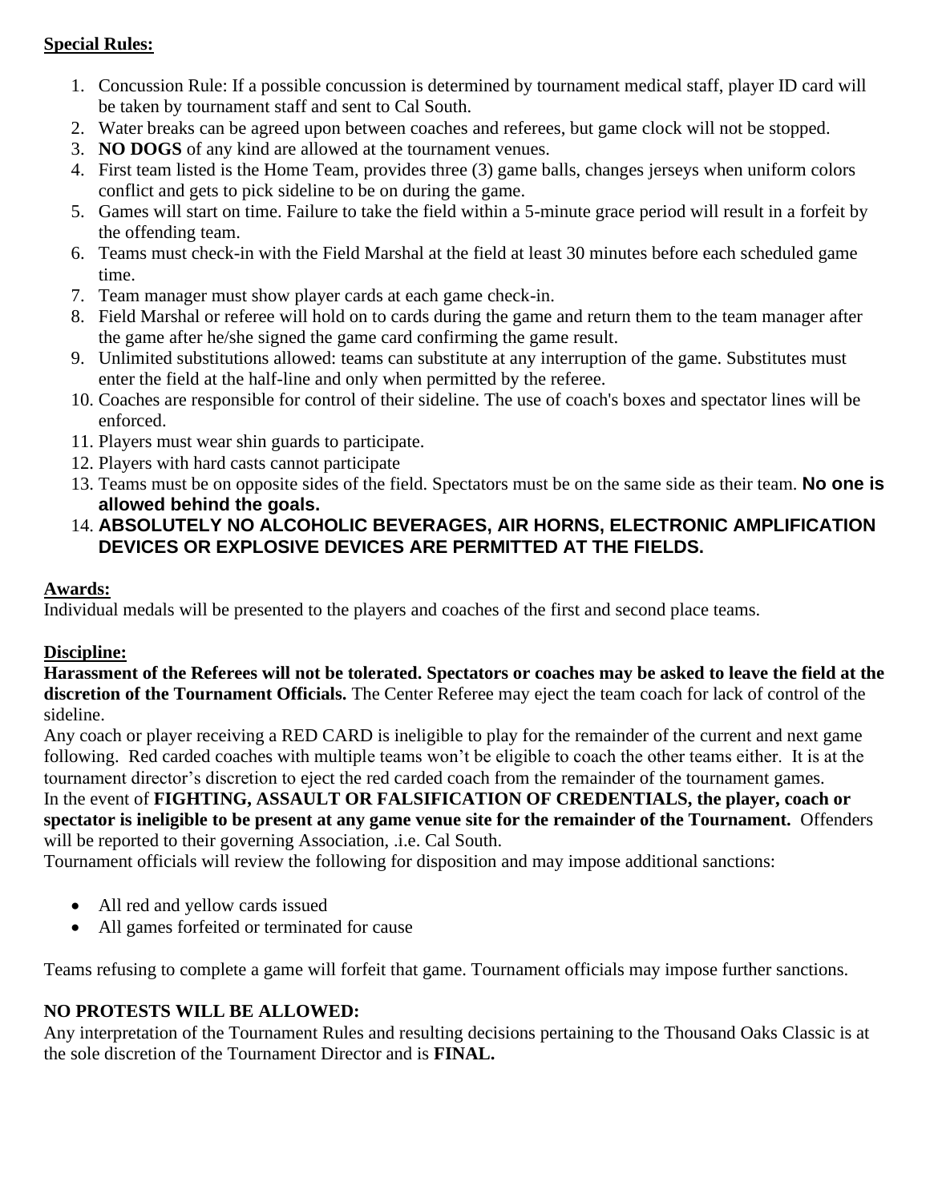**Special Rules:**

1. Concussion Rule: If a possible concussion is determined by tournament medical staff, player ID card will be taken by tournament staff and sent to Cal South.
2. Water breaks can be agreed upon between coaches and referees, but game clock will not be stopped.
3. **NO DOGS** of any kind are allowed at the tournament venues.
4. First team listed is the Home Team, provides three (3) game balls, changes jerseys when uniform colors conflict and gets to pick sideline to be on during the game.
5. Games will start on time. Failure to take the field within a 5-minute grace period will result in a forfeit by the offending team.
6. Teams must check-in with the Field Marshal at the field at least 30 minutes before each scheduled game time.
7. Team manager must show player cards at each game check-in.
8. Field Marshal or referee will hold on to cards during the game and return them to the team manager after the game after he/she signed the game card confirming the game result.
9. Unlimited substitutions allowed: teams can substitute at any interruption of the game. Substitutes must enter the field at the half-line and only when permitted by the referee.
10. Coaches are responsible for control of their sideline. The use of coach's boxes and spectator lines will be enforced.
11. Players must wear shin guards to participate.
12. Players with hard casts cannot participate
13. Teams must be on opposite sides of the field. Spectators must be on the same side as their team. **No one is allowed behind the goals.**
14. **ABSOLUTELY NO ALCOHOLIC BEVERAGES, AIR HORNS, ELECTRONIC AMPLIFICATION DEVICES OR EXPLOSIVE DEVICES ARE PERMITTED AT THE FIELDS.**

**Awards:**

Individual medals will be presented to the players and coaches of the first and second place teams.

**Discipline:**

**Harassment of the Referees will not be tolerated. Spectators or coaches may be asked to leave the field at the discretion of the Tournament Officials.** The Center Referee may eject the team coach for lack of control of the sideline.

Any coach or player receiving a RED CARD is ineligible to play for the remainder of the current and next game following. Red carded coaches with multiple teams won't be eligible to coach the other teams either. It is at the tournament director's discretion to eject the red carded coach from the remainder of the tournament games.

In the event of **FIGHTING, ASSAULT OR FALSIFICATION OF CREDENTIALS, the player, coach or spectator is ineligible to be present at any game venue site for the remainder of the Tournament.** Offenders will be reported to their governing Association, .i.e. Cal South.

Tournament officials will review the following for disposition and may impose additional sanctions:

- All red and yellow cards issued
- All games forfeited or terminated for cause

Teams refusing to complete a game will forfeit that game. Tournament officials may impose further sanctions.

**NO PROTESTS WILL BE ALLOWED:**

Any interpretation of the Tournament Rules and resulting decisions pertaining to the Thousand Oaks Classic is at the sole discretion of the Tournament Director and is **FINAL.**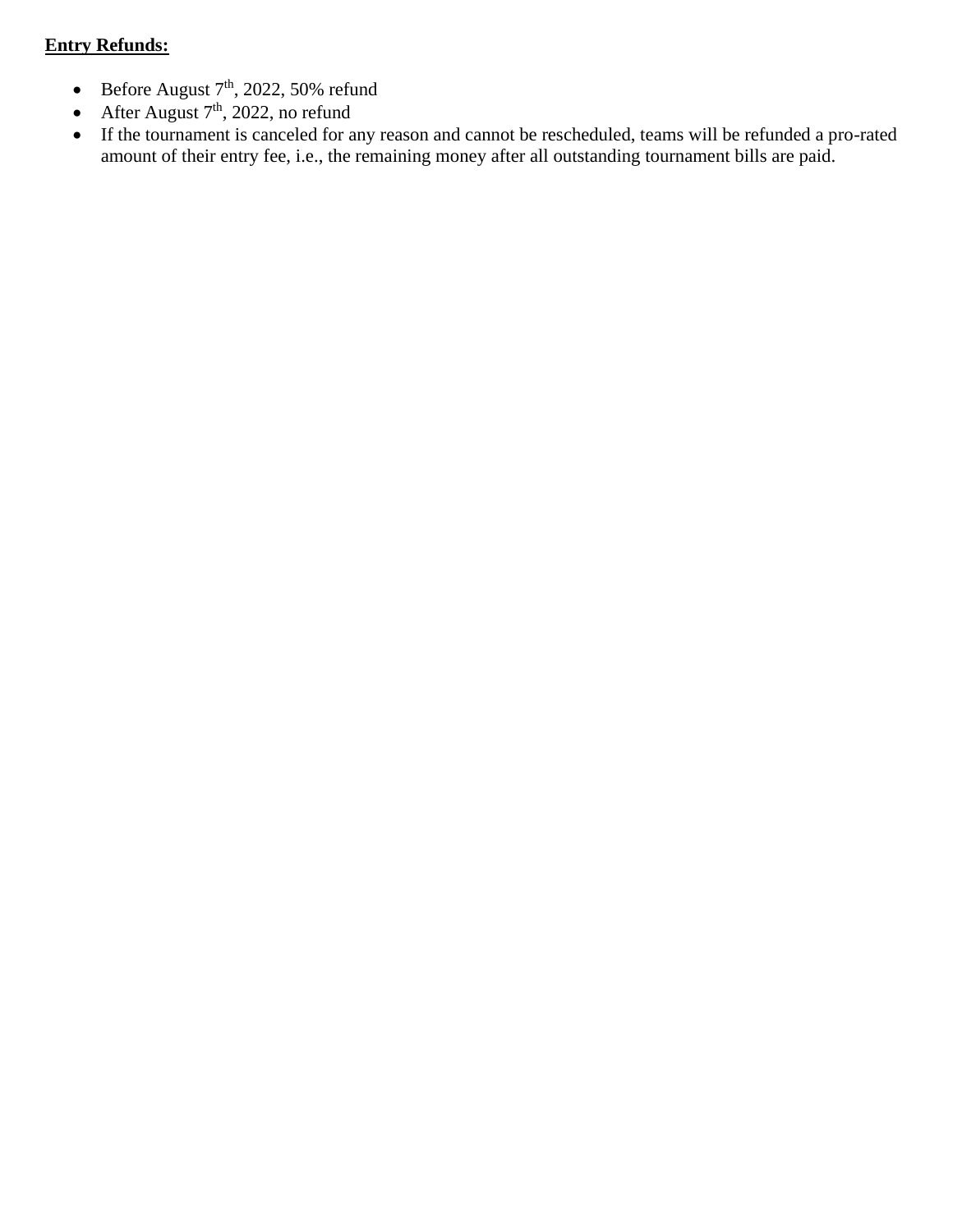**Entry Refunds:**

- Before August 7th, 2022, 50% refund
- After August 7th, 2022, no refund
- If the tournament is canceled for any reason and cannot be rescheduled, teams will be refunded a pro-rated amount of their entry fee, i.e., the remaining money after all outstanding tournament bills are paid.